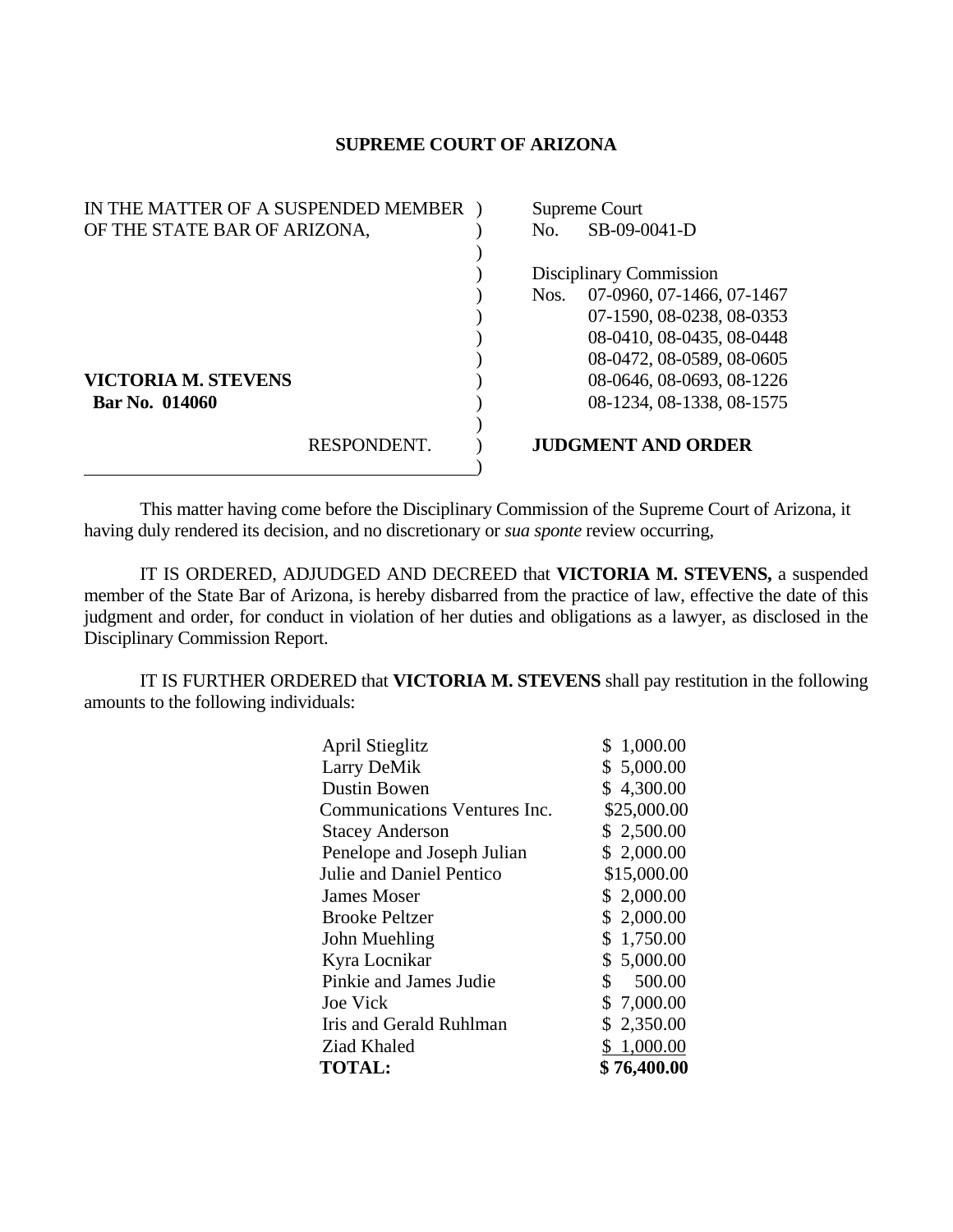# SUPREME COURT OF ARIZONA

IN THE MATTER OF A SUSPENDED MEMBER OF THE STATE BAR OF ARIZONA,

**VICTORIA M. STEVENS**
**Bar No. 014060**

RESPONDENT.

Supreme Court
No. SB-09-0041-D

Disciplinary Commission
Nos. 07-0960, 07-1466, 07-1467
07-1590, 08-0238, 08-0353
08-0410, 08-0435, 08-0448
08-0472, 08-0589, 08-0605
08-0646, 08-0693, 08-1226
08-1234, 08-1338, 08-1575

**JUDGMENT AND ORDER**

This matter having come before the Disciplinary Commission of the Supreme Court of Arizona, it having duly rendered its decision, and no discretionary or *sua sponte* review occurring,

IT IS ORDERED, ADJUDGED AND DECREED that **VICTORIA M. STEVENS,** a suspended member of the State Bar of Arizona, is hereby disbarred from the practice of law, effective the date of this judgment and order, for conduct in violation of her duties and obligations as a lawyer, as disclosed in the Disciplinary Commission Report.

IT IS FURTHER ORDERED that **VICTORIA M. STEVENS** shall pay restitution in the following amounts to the following individuals:

| | |
|---|---|
| April Stieglitz | $ 1,000.00 |
| Larry DeMik | $ 5,000.00 |
| Dustin Bowen | $ 4,300.00 |
| Communications Ventures Inc. | $25,000.00 |
| Stacey Anderson | $ 2,500.00 |
| Penelope and Joseph Julian | $ 2,000.00 |
| Julie and Daniel Pentico | $15,000.00 |
| James Moser | $ 2,000.00 |
| Brooke Peltzer | $ 2,000.00 |
| John Muehling | $ 1,750.00 |
| Kyra Locnikar | $ 5,000.00 |
| Pinkie and James Judie | $ 500.00 |
| Joe Vick | $ 7,000.00 |
| Iris and Gerald Ruhlman | $ 2,350.00 |
| Ziad Khaled | $ 1,000.00 |
| **TOTAL:** | **$ 76,400.00** |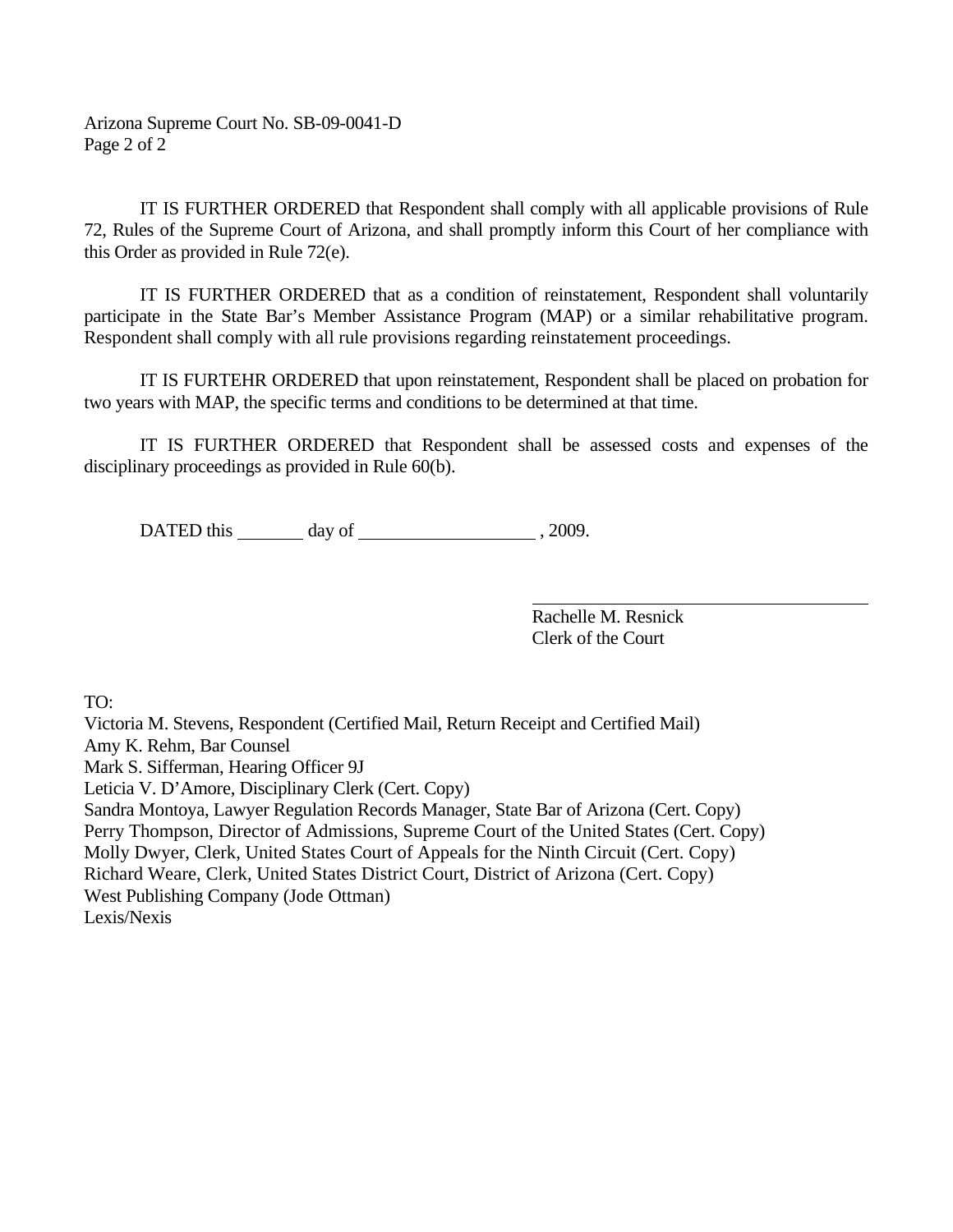IT IS FURTHER ORDERED that Respondent shall comply with all applicable provisions of Rule 72, Rules of the Supreme Court of Arizona, and shall promptly inform this Court of her compliance with this Order as provided in Rule 72(e).

IT IS FURTHER ORDERED that as a condition of reinstatement, Respondent shall voluntarily participate in the State Bar's Member Assistance Program (MAP) or a similar rehabilitative program. Respondent shall comply with all rule provisions regarding reinstatement proceedings.

IT IS FURTEHR ORDERED that upon reinstatement, Respondent shall be placed on probation for two years with MAP, the specific terms and conditions to be determined at that time.

IT IS FURTHER ORDERED that Respondent shall be assessed costs and expenses of the disciplinary proceedings as provided in Rule 60(b).

DATED this \_\_\_\_\_\_\_ day of \_\_\_\_\_\_\_\_\_\_\_\_\_\_\_\_\_\_\_ , 2009.

\_\_\_\_\_\_\_\_\_\_\_\_\_\_\_\_\_\_\_\_\_\_\_\_\_\_\_\_\_\_\_\_\_\_\_\_
Rachelle M. Resnick
Clerk of the Court

TO:
Victoria M. Stevens, Respondent (Certified Mail, Return Receipt and Certified Mail)
Amy K. Rehm, Bar Counsel
Mark S. Sifferman, Hearing Officer 9J
Leticia V. D'Amore, Disciplinary Clerk (Cert. Copy)
Sandra Montoya, Lawyer Regulation Records Manager, State Bar of Arizona (Cert. Copy)
Perry Thompson, Director of Admissions, Supreme Court of the United States (Cert. Copy)
Molly Dwyer, Clerk, United States Court of Appeals for the Ninth Circuit (Cert. Copy)
Richard Weare, Clerk, United States District Court, District of Arizona (Cert. Copy)
West Publishing Company (Jode Ottman)
Lexis/Nexis